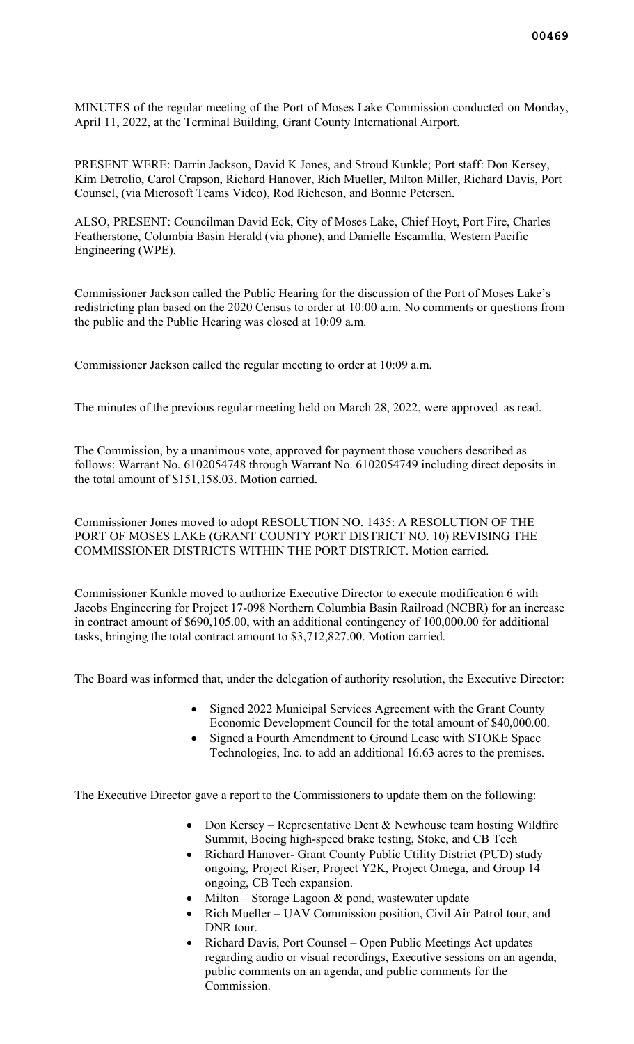MINUTES of the regular meeting of the Port of Moses Lake Commission conducted on Monday, April 11, 2022, at the Terminal Building, Grant County International Airport.

PRESENT WERE: Darrin Jackson, David K Jones, and Stroud Kunkle; Port staff: Don Kersey, Kim Detrolio, Carol Crapson, Richard Hanover, Rich Mueller, Milton Miller, Richard Davis, Port Counsel, (via Microsoft Teams Video), Rod Richeson, and Bonnie Petersen.

ALSO, PRESENT: Councilman David Eck, City of Moses Lake, Chief Hoyt, Port Fire, Charles Featherstone, Columbia Basin Herald (via phone), and Danielle Escamilla, Western Pacific Engineering (WPE).

Commissioner Jackson called the Public Hearing for the discussion of the Port of Moses Lake's redistricting plan based on the 2020 Census to order at 10:00 a.m. No comments or questions from the public and the Public Hearing was closed at 10:09 a.m.

Commissioner Jackson called the regular meeting to order at 10:09 a.m.

The minutes of the previous regular meeting held on March 28, 2022, were approved as read.

The Commission, by a unanimous vote, approved for payment those vouchers described as follows: Warrant No. 6102054748 through Warrant No. 6102054749 including direct deposits in the total amount of $151,158.03. Motion carried.

Commissioner Jones moved to adopt RESOLUTION NO. 1435: A RESOLUTION OF THE PORT OF MOSES LAKE (GRANT COUNTY PORT DISTRICT NO. 10) REVISING THE COMMISSIONER DISTRICTS WITHIN THE PORT DISTRICT. Motion carried.

Commissioner Kunkle moved to authorize Executive Director to execute modification 6 with Jacobs Engineering for Project 17-098 Northern Columbia Basin Railroad (NCBR) for an increase in contract amount of $690,105.00, with an additional contingency of 100,000.00 for additional tasks, bringing the total contract amount to $3,712,827.00. Motion carried.

The Board was informed that, under the delegation of authority resolution, the Executive Director:

- Signed 2022 Municipal Services Agreement with the Grant County Economic Development Council for the total amount of $40,000.00.
- Signed a Fourth Amendment to Ground Lease with STOKE Space Technologies, Inc. to add an additional 16.63 acres to the premises.

The Executive Director gave a report to the Commissioners to update them on the following:

- Don Kersey – Representative Dent & Newhouse team hosting Wildfire Summit, Boeing high-speed brake testing, Stoke, and CB Tech
- Richard Hanover- Grant County Public Utility District (PUD) study ongoing, Project Riser, Project Y2K, Project Omega, and Group 14 ongoing, CB Tech expansion.
- Milton – Storage Lagoon & pond, wastewater update
- Rich Mueller – UAV Commission position, Civil Air Patrol tour, and DNR tour.
- Richard Davis, Port Counsel – Open Public Meetings Act updates regarding audio or visual recordings, Executive sessions on an agenda, public comments on an agenda, and public comments for the Commission.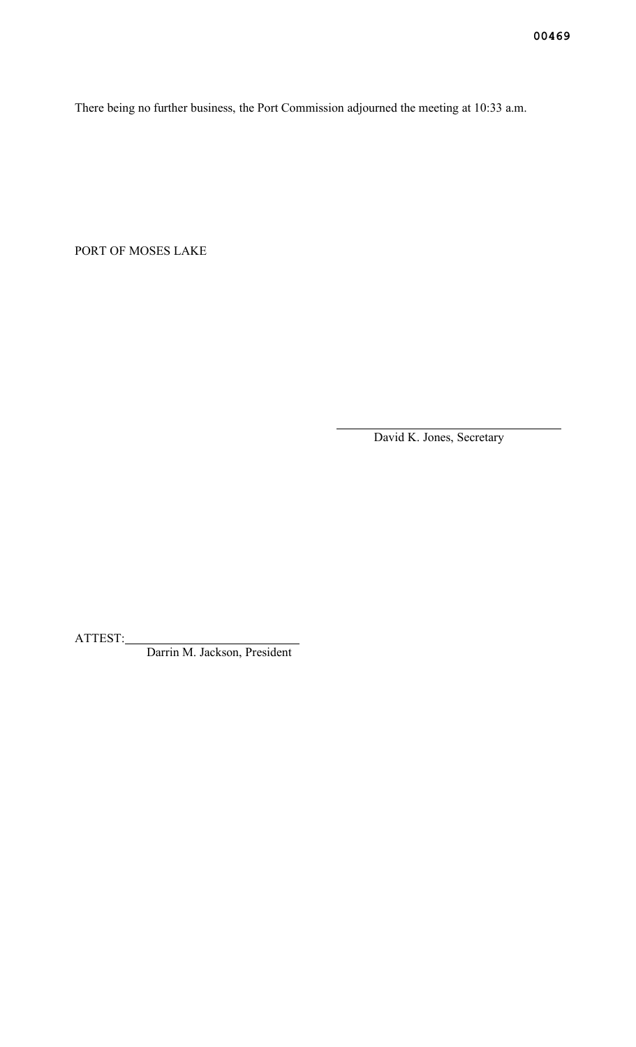There being no further business, the Port Commission adjourned the meeting at 10:33 a.m.

PORT OF MOSES LAKE

\_\_\_\_\_\_\_\_\_\_\_\_\_\_\_\_\_\_\_\_\_\_\_\_\_\_\_\_\_\_\_\_
David K. Jones, Secretary

ATTEST:\_\_\_\_\_\_\_\_\_\_\_\_\_\_\_\_\_\_\_\_\_\_\_\_\_\_\_\_
Darrin M. Jackson, President